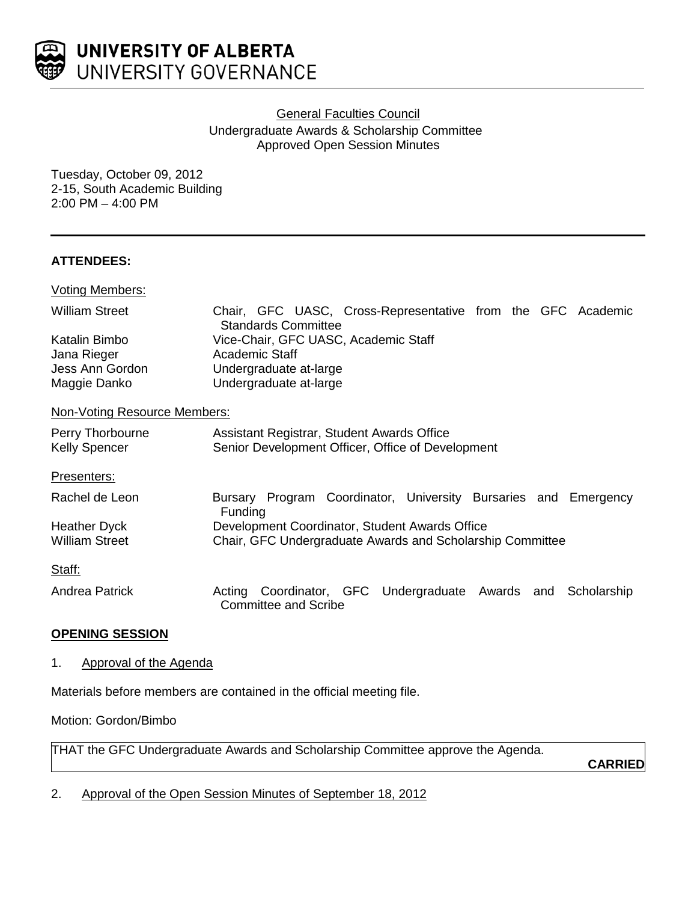**UNIVERSITY OF ALBERTA**
UNIVERSITY GOVERNANCE

General Faculties Council
Undergraduate Awards & Scholarship Committee
Approved Open Session Minutes

Tuesday, October 09, 2012
2-15, South Academic Building
2:00 PM – 4:00 PM

---

**ATTENDEES:**

Voting Members:

| | |
|---|---|
| William Street | Chair, GFC UASC, Cross-Representative from the GFC Academic Standards Committee |
| Katalin Bimbo | Vice-Chair, GFC UASC, Academic Staff |
| Jana Rieger | Academic Staff |
| Jess Ann Gordon | Undergraduate at-large |
| Maggie Danko | Undergraduate at-large |

Non-Voting Resource Members:

| | |
|---|---|
| Perry Thorbourne | Assistant Registrar, Student Awards Office |
| Kelly Spencer | Senior Development Officer, Office of Development |

Presenters:

| | |
|---|---|
| Rachel de Leon | Bursary Program Coordinator, University Bursaries and Emergency Funding |
| Heather Dyck | Development Coordinator, Student Awards Office |
| William Street | Chair, GFC Undergraduate Awards and Scholarship Committee |

Staff:

| | |
|---|---|
| Andrea Patrick | Acting Coordinator, GFC Undergraduate Awards and Scholarship Committee and Scribe |

**OPENING SESSION**

1. Approval of the Agenda

Materials before members are contained in the official meeting file.

Motion: Gordon/Bimbo

THAT the GFC Undergraduate Awards and Scholarship Committee approve the Agenda.

**CARRIED**

2. Approval of the Open Session Minutes of September 18, 2012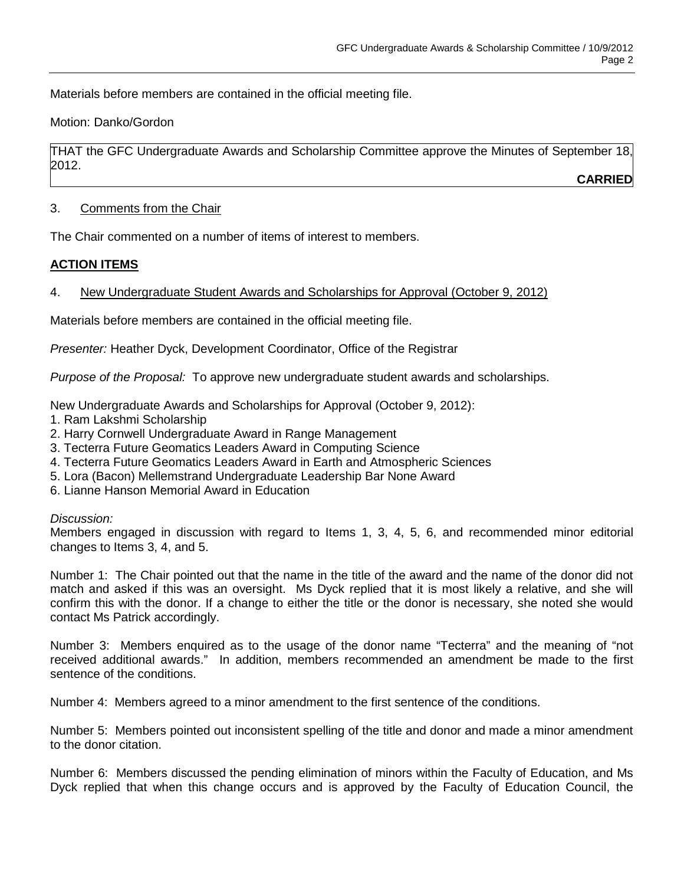Materials before members are contained in the official meeting file.

Motion: Danko/Gordon

THAT the GFC Undergraduate Awards and Scholarship Committee approve the Minutes of September 18, 2012.

**CARRIED**

3. Comments from the Chair

The Chair commented on a number of items of interest to members.

**ACTION ITEMS**

4. New Undergraduate Student Awards and Scholarships for Approval (October 9, 2012)

Materials before members are contained in the official meeting file.

*Presenter:* Heather Dyck, Development Coordinator, Office of the Registrar

*Purpose of the Proposal:* To approve new undergraduate student awards and scholarships.

New Undergraduate Awards and Scholarships for Approval (October 9, 2012):

1. Ram Lakshmi Scholarship
2. Harry Cornwell Undergraduate Award in Range Management
3. Tecterra Future Geomatics Leaders Award in Computing Science
4. Tecterra Future Geomatics Leaders Award in Earth and Atmospheric Sciences
5. Lora (Bacon) Mellemstrand Undergraduate Leadership Bar None Award
6. Lianne Hanson Memorial Award in Education

*Discussion:*

Members engaged in discussion with regard to Items 1, 3, 4, 5, 6, and recommended minor editorial changes to Items 3, 4, and 5.

Number 1: The Chair pointed out that the name in the title of the award and the name of the donor did not match and asked if this was an oversight. Ms Dyck replied that it is most likely a relative, and she will confirm this with the donor. If a change to either the title or the donor is necessary, she noted she would contact Ms Patrick accordingly.

Number 3: Members enquired as to the usage of the donor name "Tecterra" and the meaning of "not received additional awards." In addition, members recommended an amendment be made to the first sentence of the conditions.

Number 4: Members agreed to a minor amendment to the first sentence of the conditions.

Number 5: Members pointed out inconsistent spelling of the title and donor and made a minor amendment to the donor citation.

Number 6: Members discussed the pending elimination of minors within the Faculty of Education, and Ms Dyck replied that when this change occurs and is approved by the Faculty of Education Council, the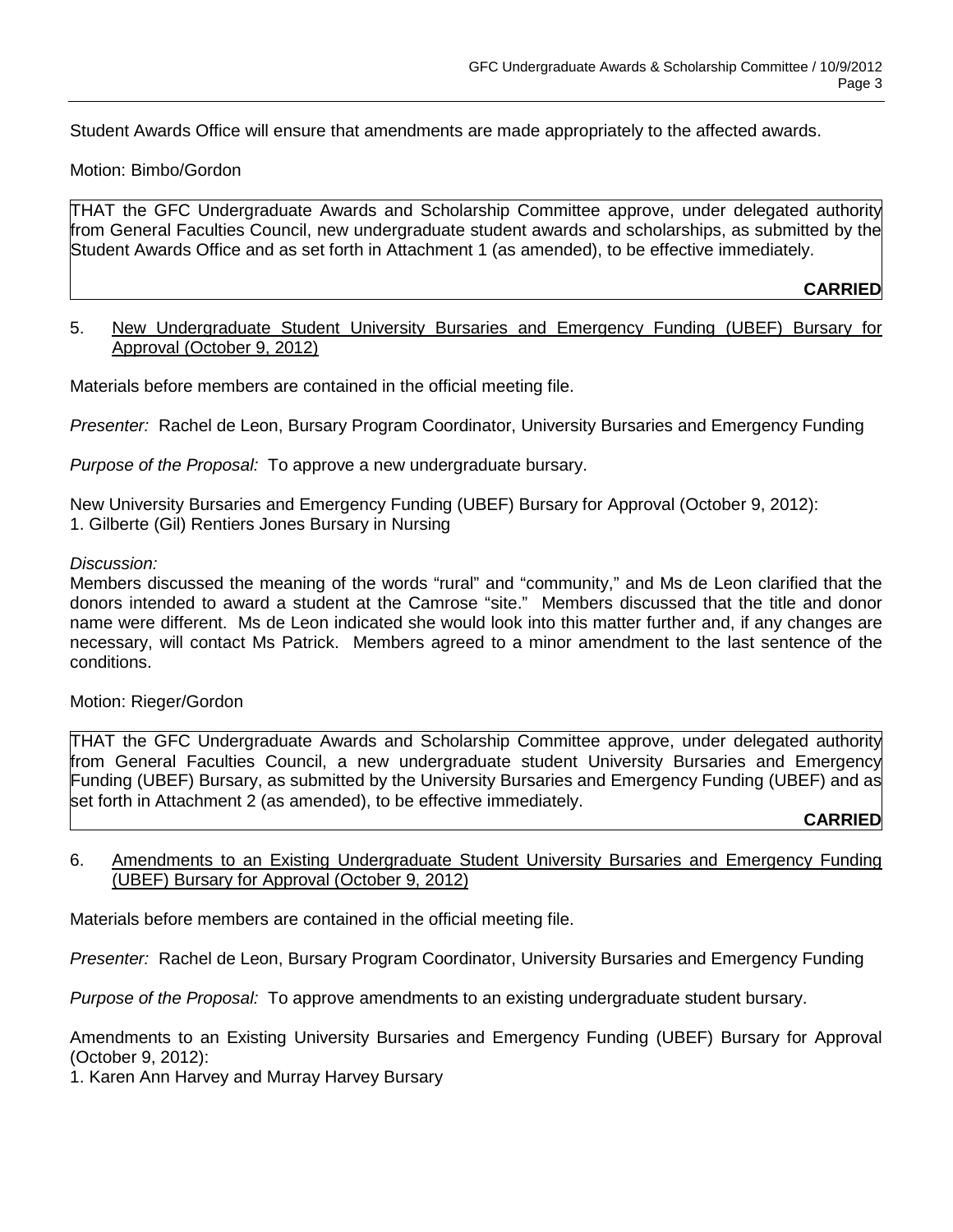Student Awards Office will ensure that amendments are made appropriately to the affected awards.

Motion: Bimbo/Gordon

THAT the GFC Undergraduate Awards and Scholarship Committee approve, under delegated authority from General Faculties Council, new undergraduate student awards and scholarships, as submitted by the Student Awards Office and as set forth in Attachment 1 (as amended), to be effective immediately.

**CARRIED**

5. New Undergraduate Student University Bursaries and Emergency Funding (UBEF) Bursary for Approval (October 9, 2012)

Materials before members are contained in the official meeting file.

*Presenter:* Rachel de Leon, Bursary Program Coordinator, University Bursaries and Emergency Funding

*Purpose of the Proposal:* To approve a new undergraduate bursary.

New University Bursaries and Emergency Funding (UBEF) Bursary for Approval (October 9, 2012):
1. Gilberte (Gil) Rentiers Jones Bursary in Nursing

*Discussion:*
Members discussed the meaning of the words "rural" and "community," and Ms de Leon clarified that the donors intended to award a student at the Camrose "site." Members discussed that the title and donor name were different. Ms de Leon indicated she would look into this matter further and, if any changes are necessary, will contact Ms Patrick. Members agreed to a minor amendment to the last sentence of the conditions.

Motion: Rieger/Gordon

THAT the GFC Undergraduate Awards and Scholarship Committee approve, under delegated authority from General Faculties Council, a new undergraduate student University Bursaries and Emergency Funding (UBEF) Bursary, as submitted by the University Bursaries and Emergency Funding (UBEF) and as set forth in Attachment 2 (as amended), to be effective immediately.

**CARRIED**

6. Amendments to an Existing Undergraduate Student University Bursaries and Emergency Funding (UBEF) Bursary for Approval (October 9, 2012)

Materials before members are contained in the official meeting file.

*Presenter:* Rachel de Leon, Bursary Program Coordinator, University Bursaries and Emergency Funding

*Purpose of the Proposal:* To approve amendments to an existing undergraduate student bursary.

Amendments to an Existing University Bursaries and Emergency Funding (UBEF) Bursary for Approval (October 9, 2012):
1. Karen Ann Harvey and Murray Harvey Bursary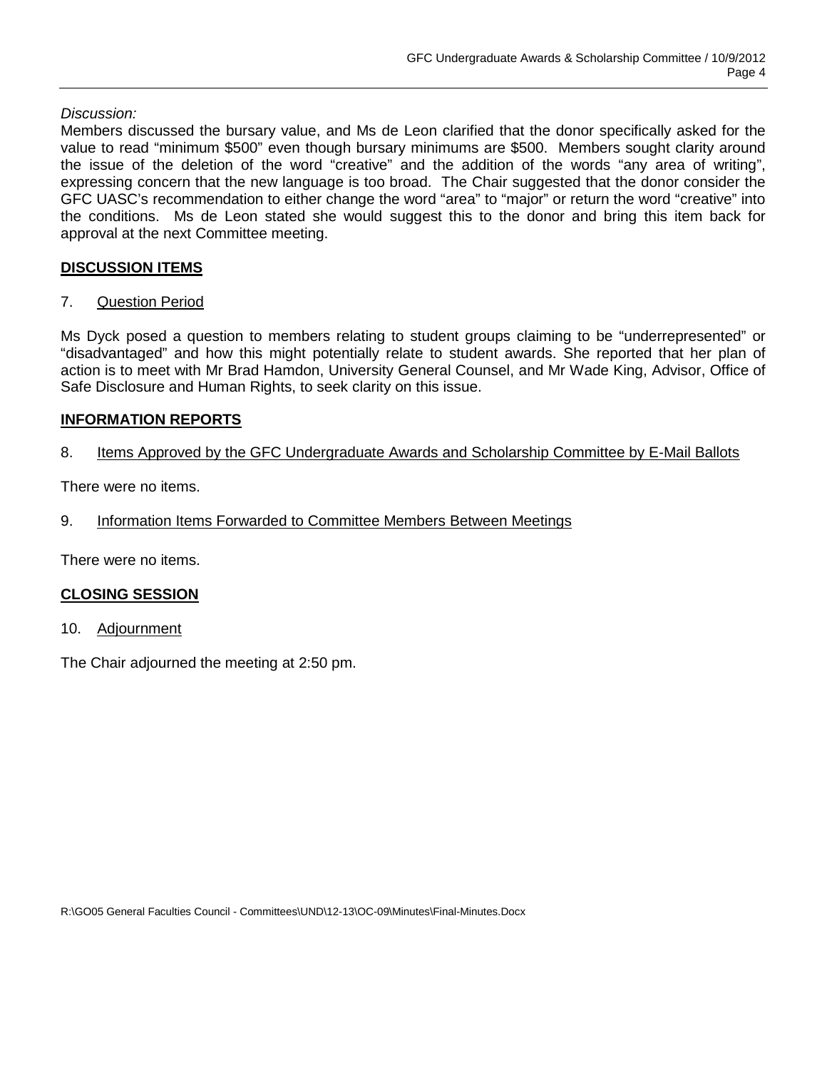*Discussion:*
Members discussed the bursary value, and Ms de Leon clarified that the donor specifically asked for the value to read “minimum $500” even though bursary minimums are $500. Members sought clarity around the issue of the deletion of the word “creative” and the addition of the words “any area of writing”, expressing concern that the new language is too broad. The Chair suggested that the donor consider the GFC UASC’s recommendation to either change the word “area” to “major” or return the word “creative” into the conditions. Ms de Leon stated she would suggest this to the donor and bring this item back for approval at the next Committee meeting.

## DISCUSSION ITEMS

7. Question Period

Ms Dyck posed a question to members relating to student groups claiming to be “underrepresented” or “disadvantaged” and how this might potentially relate to student awards. She reported that her plan of action is to meet with Mr Brad Hamdon, University General Counsel, and Mr Wade King, Advisor, Office of Safe Disclosure and Human Rights, to seek clarity on this issue.

## INFORMATION REPORTS

8. Items Approved by the GFC Undergraduate Awards and Scholarship Committee by E-Mail Ballots

There were no items.

9. Information Items Forwarded to Committee Members Between Meetings

There were no items.

## CLOSING SESSION

10. Adjournment

The Chair adjourned the meeting at 2:50 pm.

R:\GO05 General Faculties Council - Committees\UND\12-13\OC-09\Minutes\Final-Minutes.Docx